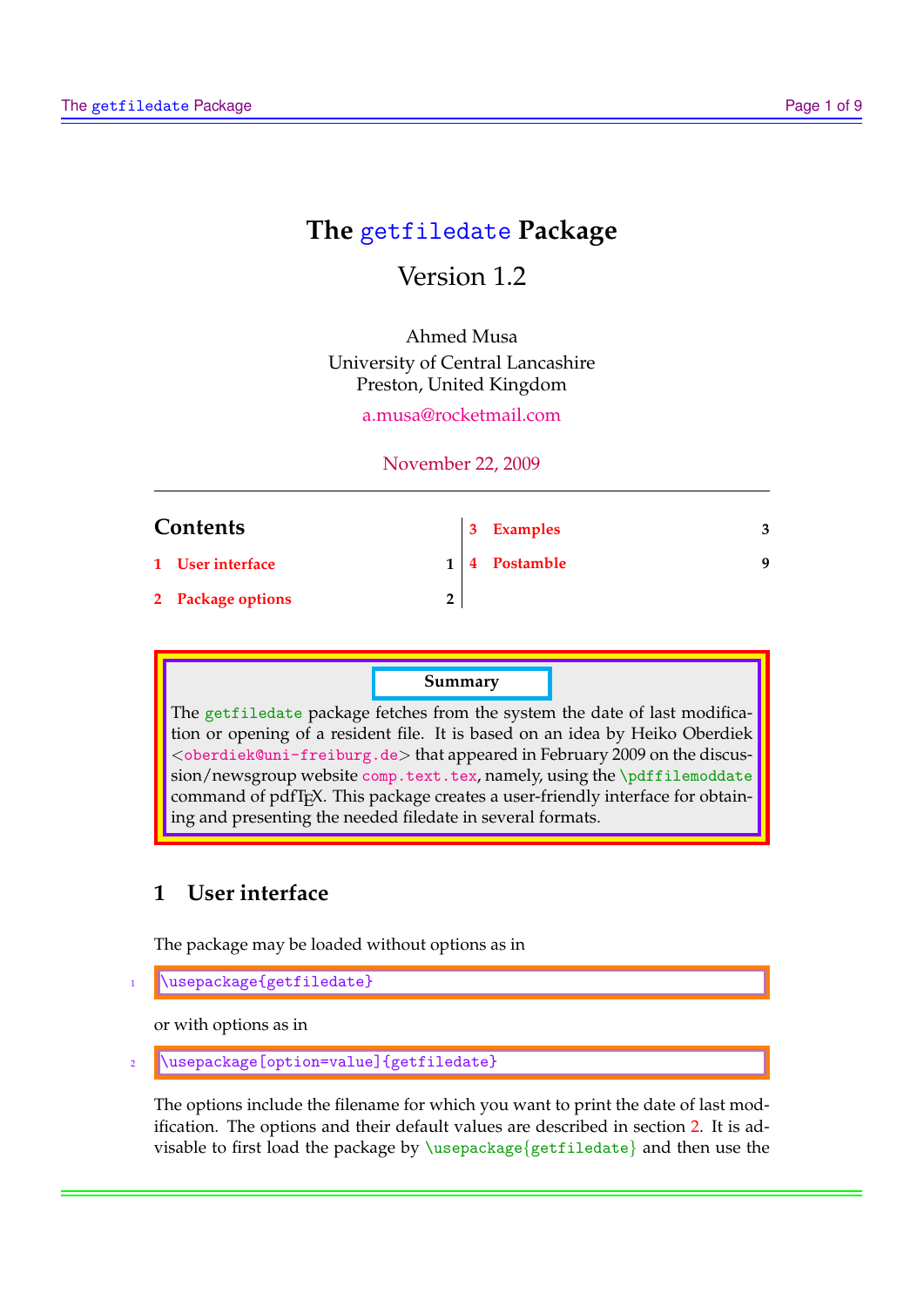# The getfiledate Package

Version 1.2

Ahmed Musa
University of Central Lancashire
Preston, United Kingdom
a.musa@rocketmail.com

November 22, 2009

## Contents

1 User interface 1
2 Package options 2
3 Examples 3
4 Postamble 9

**Summary**

The getfiledate package fetches from the system the date of last modification or opening of a resident file. It is based on an idea by Heiko Oberdiek <oberdiek@uni-freiburg.de> that appeared in February 2009 on the discussion/newsgroup website comp.text.tex, namely, using the `\pdffilemoddate` command of pdfTEX. This package creates a user-friendly interface for obtaining and presenting the needed filedate in several formats.

## 1 User interface

The package may be loaded without options as in

```
\usepackage{getfiledate}
```

or with options as in

```
\usepackage[option=value]{getfiledate}
```

The options include the filename for which you want to print the date of last modification. The options and their default values are described in section 2. It is advisable to first load the package by `\usepackage{getfiledate}` and then use the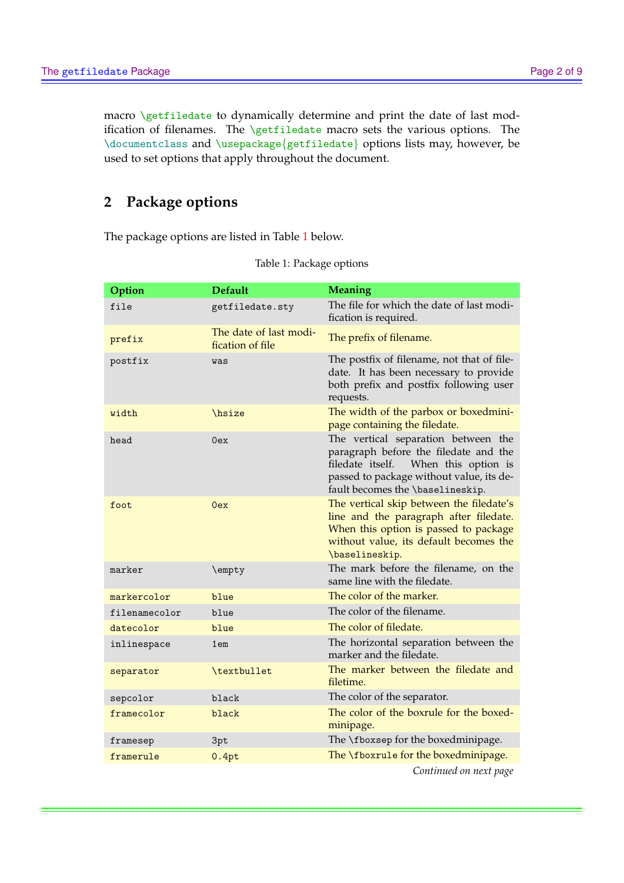macro `\getfiledate` to dynamically determine and print the date of last modification of filenames. The `\getfiledate` macro sets the various options. The `\documentclass` and `\usepackage{getfiledate}` options lists may, however, be used to set options that apply throughout the document.

## 2 Package options

The package options are listed in Table 1 below.

Table 1: Package options

| Option | Default | Meaning |
|---|---|---|
| `file` | `getfiledate.sty` | The file for which the date of last modification is required. |
| `prefix` | The date of last modification of file | The prefix of filename. |
| `postfix` | `was` | The postfix of filename, not that of filedate. It has been necessary to provide both prefix and postfix following user requests. |
| `width` | `\hsize` | The width of the parbox or boxedminipage containing the filedate. |
| `head` | `0ex` | The vertical separation between the paragraph before the filedate and the filedate itself. When this option is passed to package without value, its default becomes the `\baselineskip`. |
| `foot` | `0ex` | The vertical skip between the filedate's line and the paragraph after filedate. When this option is passed to package without value, its default becomes the `\baselineskip`. |
| `marker` | `\empty` | The mark before the filename, on the same line with the filedate. |
| `markercolor` | `blue` | The color of the marker. |
| `filenamecolor` | `blue` | The color of the filename. |
| `datecolor` | `blue` | The color of filedate. |
| `inlinespace` | `1em` | The horizontal separation between the marker and the filedate. |
| `separator` | `\textbullet` | The marker between the filedate and filetime. |
| `sepcolor` | `black` | The color of the separator. |
| `framecolor` | `black` | The color of the boxrule for the boxedminipage. |
| `framesep` | `3pt` | The `\fboxsep` for the boxedminipage. |
| `framerule` | `0.4pt` | The `\fboxrule` for the boxedminipage. |

*Continued on next page*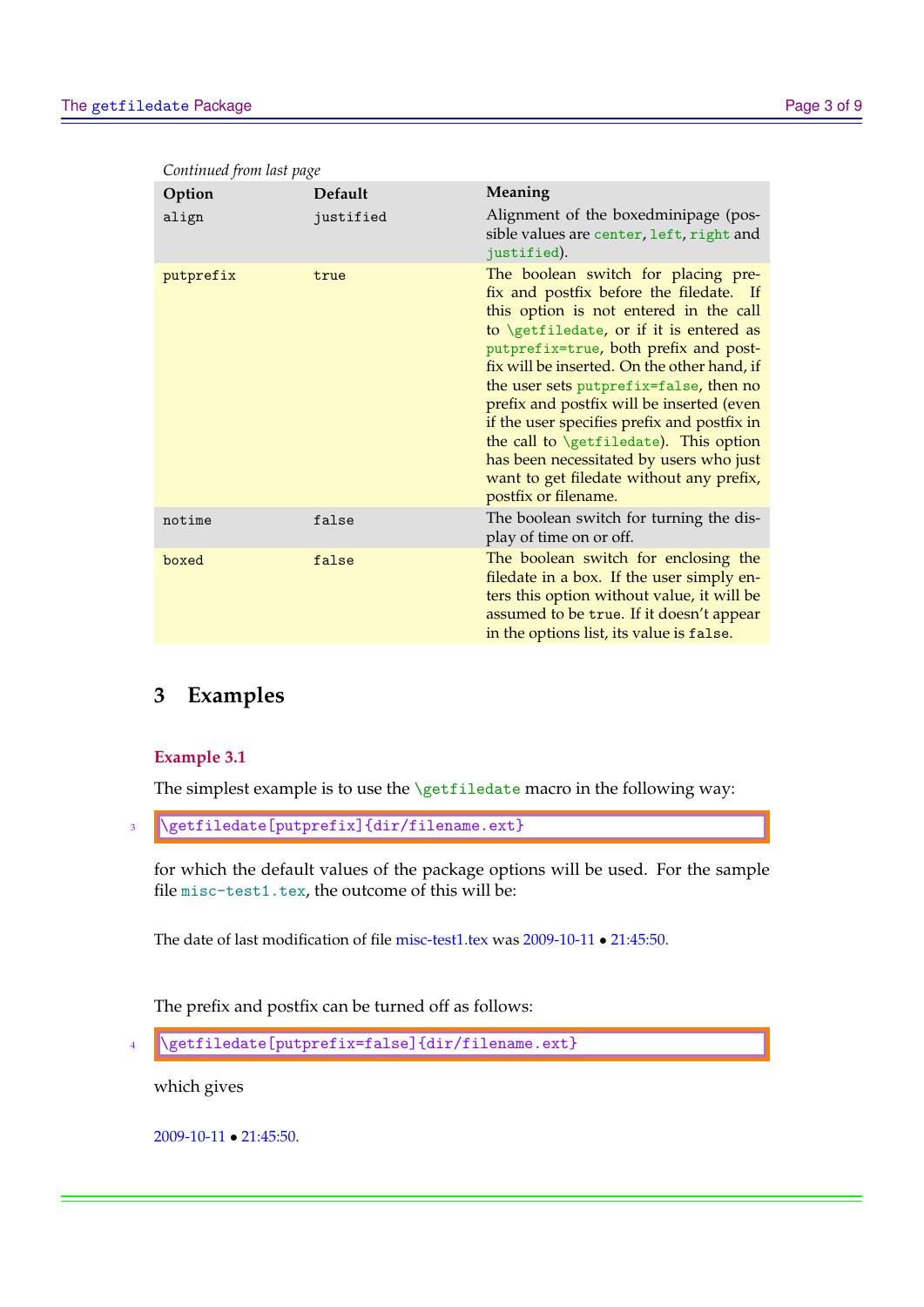*Continued from last page*

| Option | Default | Meaning |
|---|---|---|
| align | justified | Alignment of the boxedminipage (possible values are `center`, `left`, `right` and `justified`). |
| putprefix | true | The boolean switch for placing prefix and postfix before the filedate. If this option is not entered in the call to `\getfiledate`, or if it is entered as `putprefix=true`, both prefix and postfix will be inserted. On the other hand, if the user sets `putprefix=false`, then no prefix and postfix will be inserted (even if the user specifies prefix and postfix in the call to `\getfiledate`). This option has been necessitated by users who just want to get filedate without any prefix, postfix or filename. |
| notime | false | The boolean switch for turning the display of time on or off. |
| boxed | false | The boolean switch for enclosing the filedate in a box. If the user simply enters this option without value, it will be assumed to be `true`. If it doesn't appear in the options list, its value is `false`. |

## 3 Examples

**Example 3.1**

The simplest example is to use the `\getfiledate` macro in the following way:

```
\getfiledate[putprefix]{dir/filename.ext}
```

for which the default values of the package options will be used. For the sample file `misc-test1.tex`, the outcome of this will be:

The date of last modification of file misc-test1.tex was 2009-10-11 • 21:45:50.

The prefix and postfix can be turned off as follows:

```
\getfiledate[putprefix=false]{dir/filename.ext}
```

which gives

2009-10-11 • 21:45:50.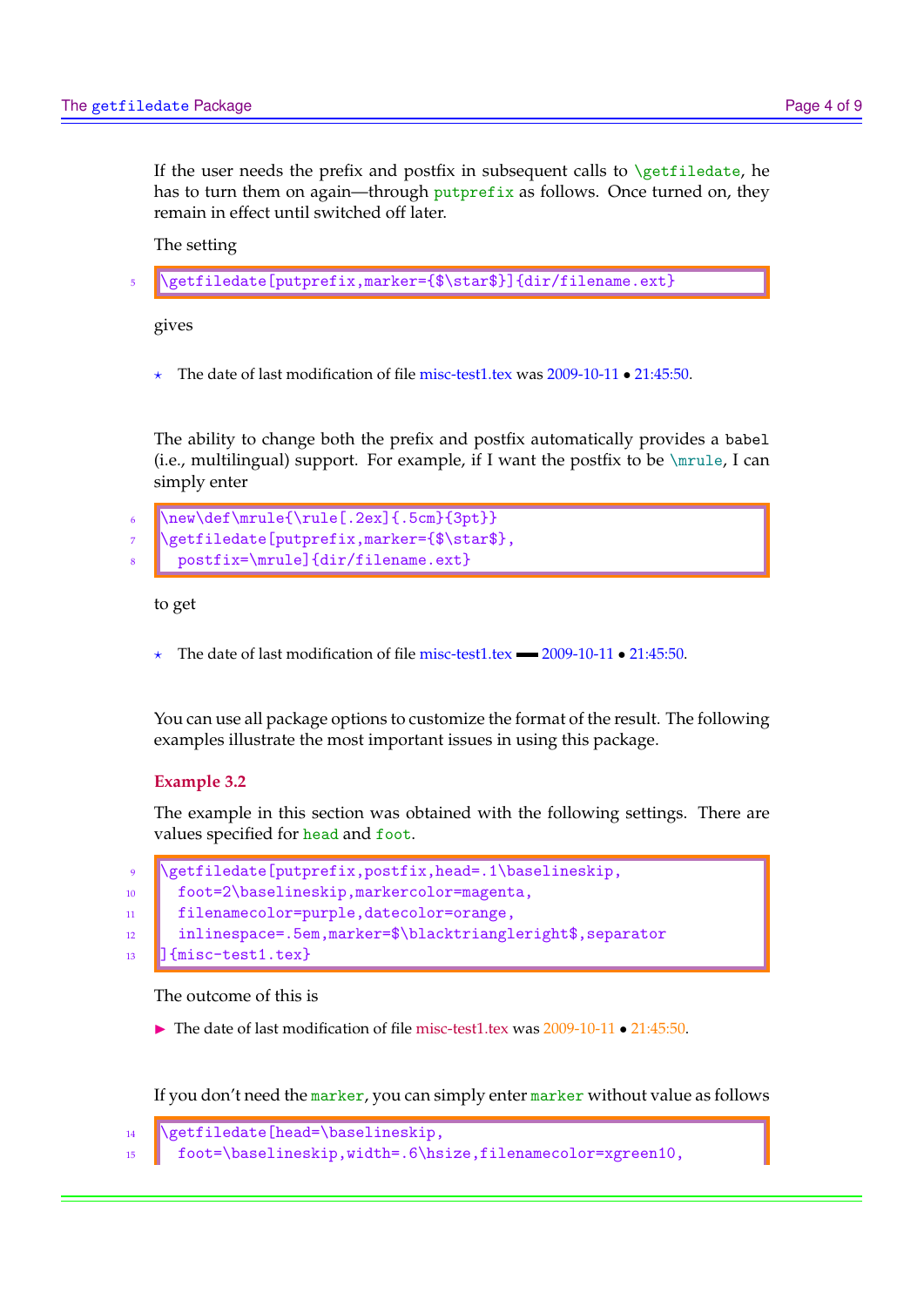If the user needs the prefix and postfix in subsequent calls to \getfiledate, he has to turn them on again—through putprefix as follows. Once turned on, they remain in effect until switched off later.

The setting

```
\getfiledate[putprefix,marker={$\star$}]{dir/filename.ext}
```

gives

⋆ The date of last modification of file misc-test1.tex was 2009-10-11 • 21:45:50.

The ability to change both the prefix and postfix automatically provides a babel (i.e., multilingual) support. For example, if I want the postfix to be \mrule, I can simply enter

```
\new\def\mrule{\rule[.2ex]{.5cm}{3pt}}
\getfiledate[putprefix,marker={$\star$},
  postfix=\mrule]{dir/filename.ext}
```

to get

⋆ The date of last modification of file misc-test1.tex ▬ 2009-10-11 • 21:45:50.

You can use all package options to customize the format of the result. The following examples illustrate the most important issues in using this package.

### Example 3.2

The example in this section was obtained with the following settings. There are values specified for head and foot.

```
\getfiledate[putprefix,postfix,head=.1\baselineskip,
  foot=2\baselineskip,markercolor=magenta,
  filenamecolor=purple,datecolor=orange,
  inlinespace=.5em,marker=$\blacktriangleright$,separator
]{misc-test1.tex}
```

The outcome of this is

► The date of last modification of file misc-test1.tex was 2009-10-11 • 21:45:50.

If you don't need the marker, you can simply enter marker without value as follows

```
\getfiledate[head=\baselineskip,
  foot=\baselineskip,width=.6\hsize,filenamecolor=xgreen10,
```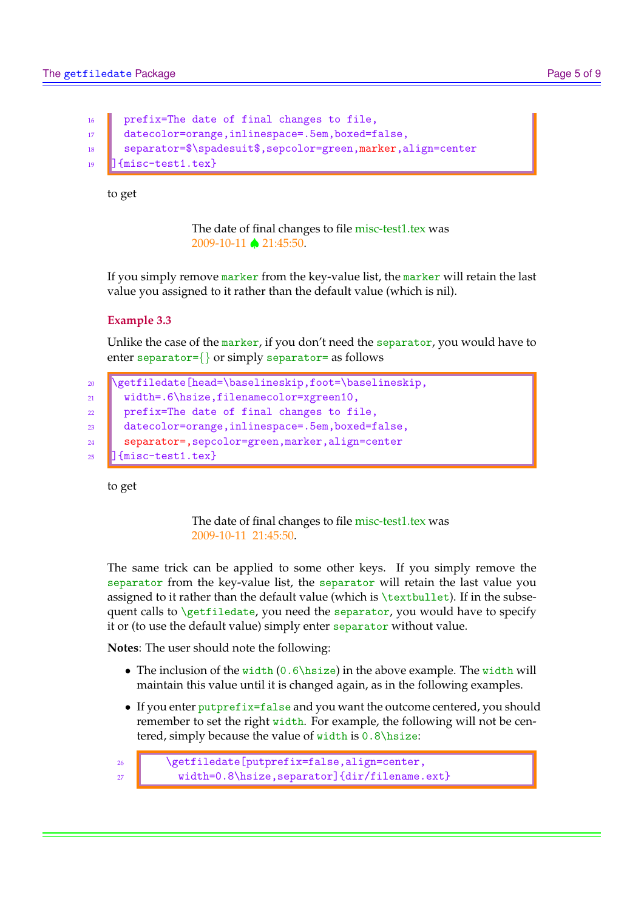```
  prefix=The date of final changes to file,
  datecolor=orange,inlinespace=.5em,boxed=false,
  separator=$\spadesuit$,sepcolor=green,marker,align=center
]{misc-test1.tex}
```

to get

The date of final changes to file misc-test1.tex was
2009-10-11 ♠ 21:45:50.

If you simply remove `marker` from the key-value list, the `marker` will retain the last value you assigned to it rather than the default value (which is nil).

### Example 3.3

Unlike the case of the `marker`, if you don't need the `separator`, you would have to enter `separator={}` or simply `separator=` as follows

```
\getfiledate[head=\baselineskip,foot=\baselineskip,
  width=.6\hsize,filenamecolor=xgreen10,
  prefix=The date of final changes to file,
  datecolor=orange,inlinespace=.5em,boxed=false,
  separator=,sepcolor=green,marker,align=center
]{misc-test1.tex}
```

to get

The date of final changes to file misc-test1.tex was
2009-10-11  21:45:50.

The same trick can be applied to some other keys. If you simply remove the `separator` from the key-value list, the `separator` will retain the last value you assigned to it rather than the default value (which is `\textbullet`). If in the subsequent calls to `\getfiledate`, you need the `separator`, you would have to specify it or (to use the default value) simply enter `separator` without value.

**Notes**: The user should note the following:

- The inclusion of the `width` (`0.6\hsize`) in the above example. The `width` will maintain this value until it is changed again, as in the following examples.
- If you enter `putprefix=false` and you want the outcome centered, you should remember to set the right `width`. For example, the following will not be centered, simply because the value of `width` is `0.8\hsize`:

```
    \getfiledate[putprefix=false,align=center,
      width=0.8\hsize,separator]{dir/filename.ext}
```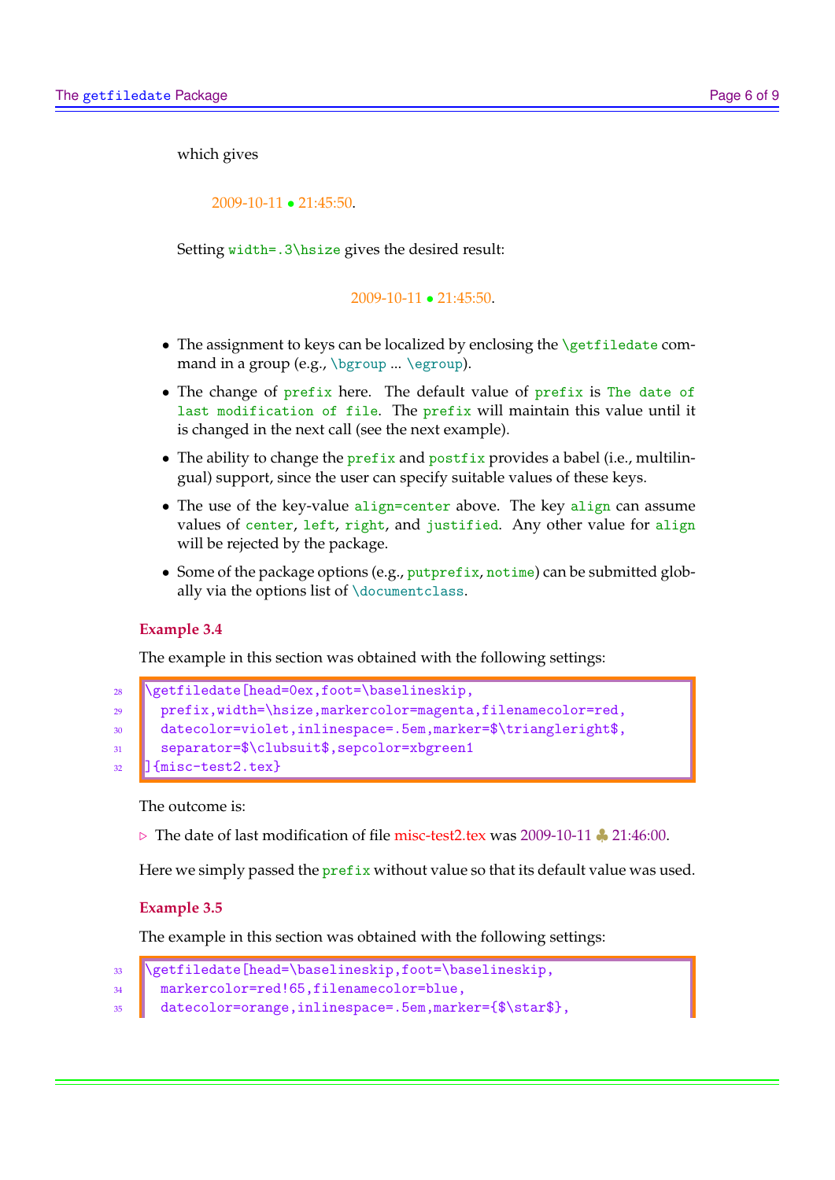which gives

2009-10-11 • 21:45:50.

Setting `width=.3\hsize` gives the desired result:

2009-10-11 • 21:45:50.

- The assignment to keys can be localized by enclosing the `\getfiledate` command in a group (e.g., `\bgroup` ... `\egroup`).
- The change of `prefix` here. The default value of `prefix` is `The date of last modification of file`. The `prefix` will maintain this value until it is changed in the next call (see the next example).
- The ability to change the `prefix` and `postfix` provides a babel (i.e., multilingual) support, since the user can specify suitable values of these keys.
- The use of the key-value `align=center` above. The key `align` can assume values of `center`, `left`, `right`, and `justified`. Any other value for `align` will be rejected by the package.
- Some of the package options (e.g., `putprefix`, `notime`) can be submitted globally via the options list of `\documentclass`.

#### Example 3.4

The example in this section was obtained with the following settings:

```
\getfiledate[head=0ex,foot=\baselineskip,
  prefix,width=\hsize,markercolor=magenta,filenamecolor=red,
  datecolor=violet,inlinespace=.5em,marker=$\triangleright$,
  separator=$\clubsuit$,sepcolor=xbgreen1
]{misc-test2.tex}
```

The outcome is:

▷ The date of last modification of file misc-test2.tex was 2009-10-11 ♣ 21:46:00.

Here we simply passed the `prefix` without value so that its default value was used.

#### Example 3.5

The example in this section was obtained with the following settings:

```
\getfiledate[head=\baselineskip,foot=\baselineskip,
  markercolor=red!65,filenamecolor=blue,
  datecolor=orange,inlinespace=.5em,marker={$\star$},
```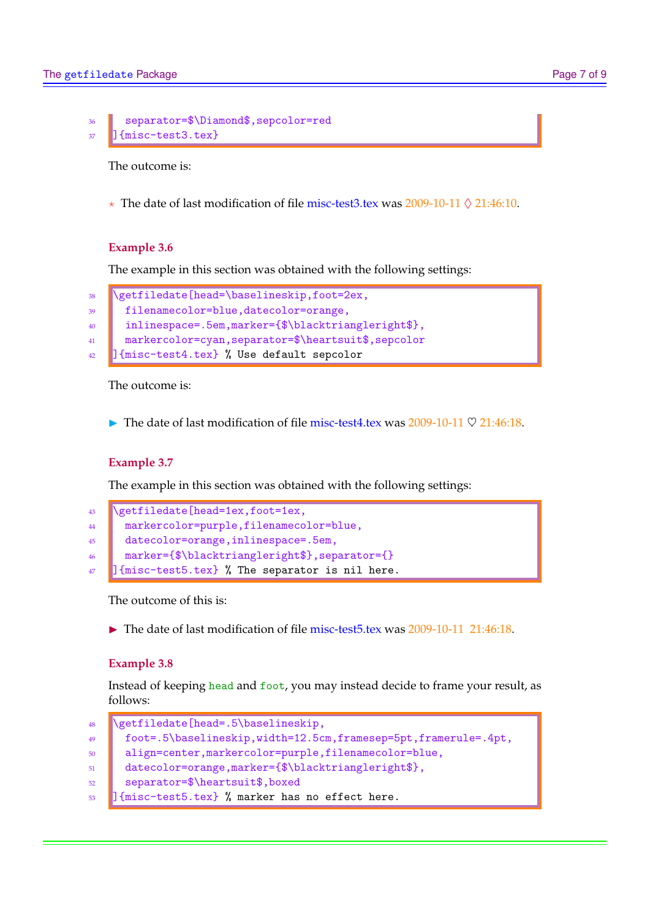```
  separator=$\Diamond$,sepcolor=red
]{misc-test3.tex}
```

The outcome is:

⋆ The date of last modification of file misc-test3.tex was 2009-10-11 ♢ 21:46:10.

### Example 3.6

The example in this section was obtained with the following settings:

```
\getfiledate[head=\baselineskip,foot=2ex,
  filenamecolor=blue,datecolor=orange,
  inlinespace=.5em,marker={$\blacktriangleright$},
  markercolor=cyan,separator=$\heartsuit$,sepcolor
]{misc-test4.tex} % Use default sepcolor
```

The outcome is:

► The date of last modification of file misc-test4.tex was 2009-10-11 ♡ 21:46:18.

### Example 3.7

The example in this section was obtained with the following settings:

```
\getfiledate[head=1ex,foot=1ex,
  markercolor=purple,filenamecolor=blue,
  datecolor=orange,inlinespace=.5em,
  marker={$\blacktriangleright$},separator={}
]{misc-test5.tex} % The separator is nil here.
```

The outcome of this is:

► The date of last modification of file misc-test5.tex was 2009-10-11  21:46:18.

### Example 3.8

Instead of keeping `head` and `foot`, you may instead decide to frame your result, as follows:

```
\getfiledate[head=.5\baselineskip,
  foot=.5\baselineskip,width=12.5cm,framesep=5pt,framerule=.4pt,
  align=center,markercolor=purple,filenamecolor=blue,
  datecolor=orange,marker={$\blacktriangleright$},
  separator=$\heartsuit$,boxed
]{misc-test5.tex} % marker has no effect here.
```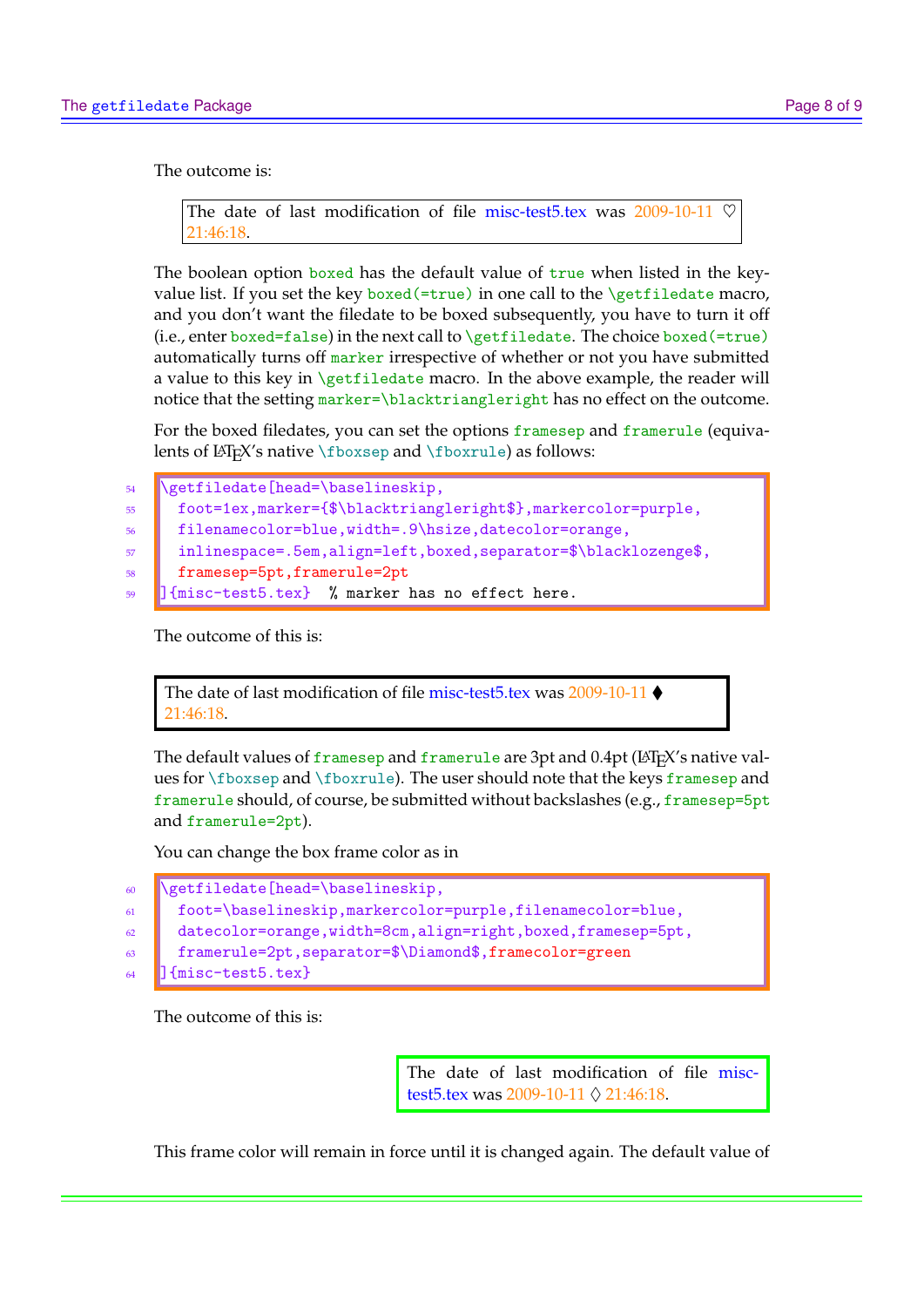The outcome is:

> The date of last modification of file misc-test5.tex was 2009-10-11 ♡ 21:46:18.

The boolean option `boxed` has the default value of `true` when listed in the key-value list. If you set the key `boxed(=true)` in one call to the `\getfiledate` macro, and you don't want the filedate to be boxed subsequently, you have to turn it off (i.e., enter `boxed=false`) in the next call to `\getfiledate`. The choice `boxed(=true)` automatically turns off `marker` irrespective of whether or not you have submitted a value to this key in `\getfiledate` macro. In the above example, the reader will notice that the setting `marker=\blacktriangleright` has no effect on the outcome.

For the boxed filedates, you can set the options `framesep` and `framerule` (equivalents of LaTeX's native `\fboxsep` and `\fboxrule`) as follows:

```
\getfiledate[head=\baselineskip,
  foot=1ex,marker={$\blacktriangleright$},markercolor=purple,
  filenamecolor=blue,width=.9\hsize,datecolor=orange,
  inlinespace=.5em,align=left,boxed,separator=$\blacklozenge$,
  framesep=5pt,framerule=2pt
]{misc-test5.tex}  % marker has no effect here.
```

The outcome of this is:

> The date of last modification of file misc-test5.tex was 2009-10-11 ⧫ 21:46:18.

The default values of `framesep` and `framerule` are 3pt and 0.4pt (LaTeX's native values for `\fboxsep` and `\fboxrule`). The user should note that the keys `framesep` and `framerule` should, of course, be submitted without backslashes (e.g., `framesep=5pt` and `framerule=2pt`).

You can change the box frame color as in

```
\getfiledate[head=\baselineskip,
  foot=\baselineskip,markercolor=purple,filenamecolor=blue,
  datecolor=orange,width=8cm,align=right,boxed,framesep=5pt,
  framerule=2pt,separator=$\Diamond$,framecolor=green
]{misc-test5.tex}
```

The outcome of this is:

> The date of last modification of file misc-test5.tex was 2009-10-11 ◊ 21:46:18.

This frame color will remain in force until it is changed again. The default value of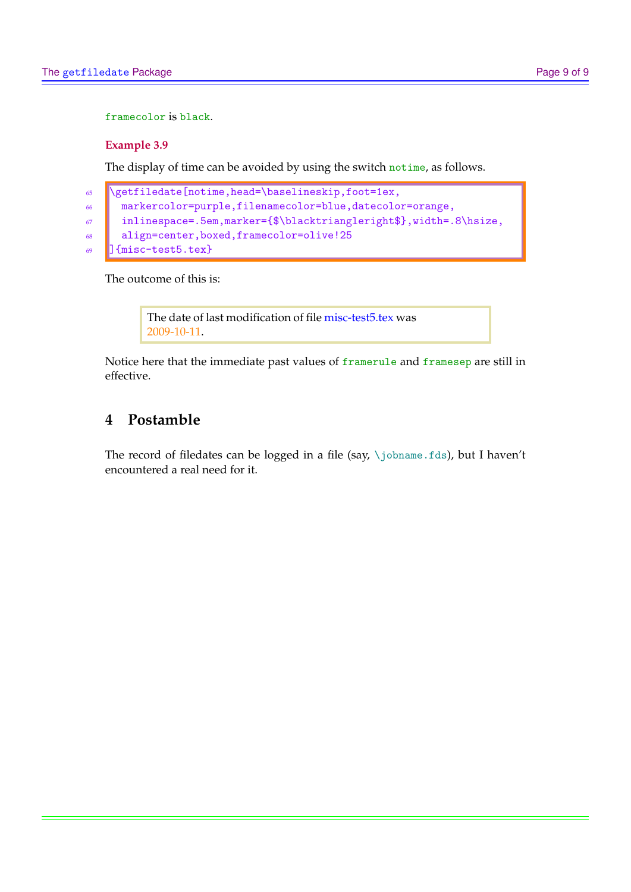framecolor is black.

**Example 3.9**

The display of time can be avoided by using the switch notime, as follows.

```
\getfiledate[notime,head=\baselineskip,foot=1ex,
  markercolor=purple,filenamecolor=blue,datecolor=orange,
  inlinespace=.5em,marker={$\blacktriangleright$},width=.8\hsize,
  align=center,boxed,framecolor=olive!25
]{misc-test5.tex}
```

The outcome of this is:

The date of last modification of file misc-test5.tex was 2009-10-11.

Notice here that the immediate past values of framerule and framesep are still in effective.

## 4 Postamble

The record of filedates can be logged in a file (say, \jobname.fds), but I haven't encountered a real need for it.